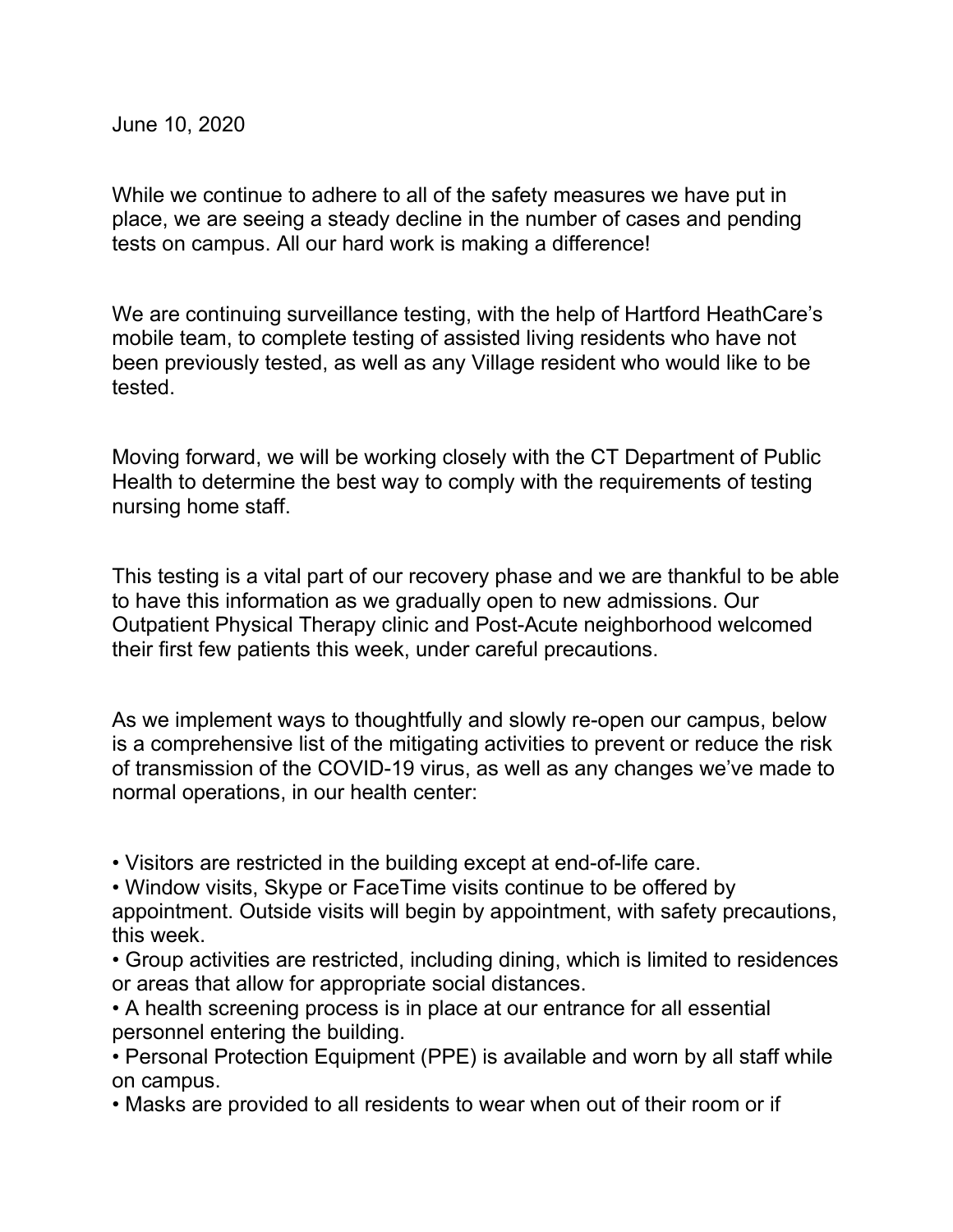June 10, 2020

While we continue to adhere to all of the safety measures we have put in place, we are seeing a steady decline in the number of cases and pending tests on campus. All our hard work is making a difference!

We are continuing surveillance testing, with the help of Hartford HeathCare's mobile team, to complete testing of assisted living residents who have not been previously tested, as well as any Village resident who would like to be tested.

Moving forward, we will be working closely with the CT Department of Public Health to determine the best way to comply with the requirements of testing nursing home staff.

This testing is a vital part of our recovery phase and we are thankful to be able to have this information as we gradually open to new admissions. Our Outpatient Physical Therapy clinic and Post-Acute neighborhood welcomed their first few patients this week, under careful precautions.

As we implement ways to thoughtfully and slowly re-open our campus, below is a comprehensive list of the mitigating activities to prevent or reduce the risk of transmission of the COVID-19 virus, as well as any changes we've made to normal operations, in our health center:

- Visitors are restricted in the building except at end-of-life care.
- Window visits, Skype or FaceTime visits continue to be offered by appointment. Outside visits will begin by appointment, with safety precautions, this week.
- Group activities are restricted, including dining, which is limited to residences or areas that allow for appropriate social distances.
- A health screening process is in place at our entrance for all essential personnel entering the building.
- Personal Protection Equipment (PPE) is available and worn by all staff while on campus.
- Masks are provided to all residents to wear when out of their room or if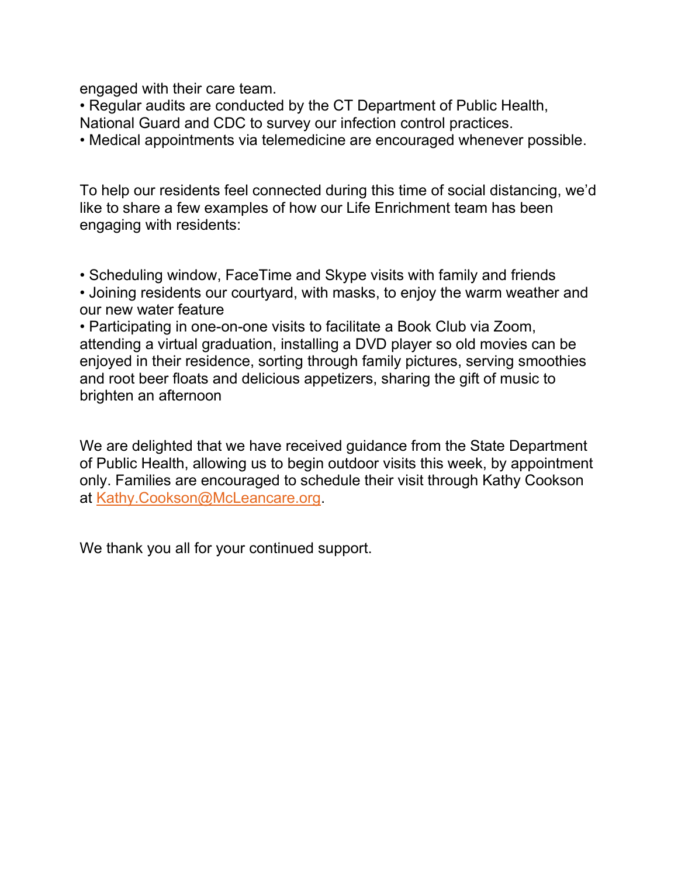engaged with their care team.

- Regular audits are conducted by the CT Department of Public Health, National Guard and CDC to survey our infection control practices.
- Medical appointments via telemedicine are encouraged whenever possible.

To help our residents feel connected during this time of social distancing, we'd like to share a few examples of how our Life Enrichment team has been engaging with residents:

- Scheduling window, FaceTime and Skype visits with family and friends
- Joining residents our courtyard, with masks, to enjoy the warm weather and our new water feature
- Participating in one-on-one visits to facilitate a Book Club via Zoom, attending a virtual graduation, installing a DVD player so old movies can be enjoyed in their residence, sorting through family pictures, serving smoothies and root beer floats and delicious appetizers, sharing the gift of music to brighten an afternoon

We are delighted that we have received guidance from the State Department of Public Health, allowing us to begin outdoor visits this week, by appointment only. Families are encouraged to schedule their visit through Kathy Cookson at Kathy.Cookson@McLeancare.org.

We thank you all for your continued support.